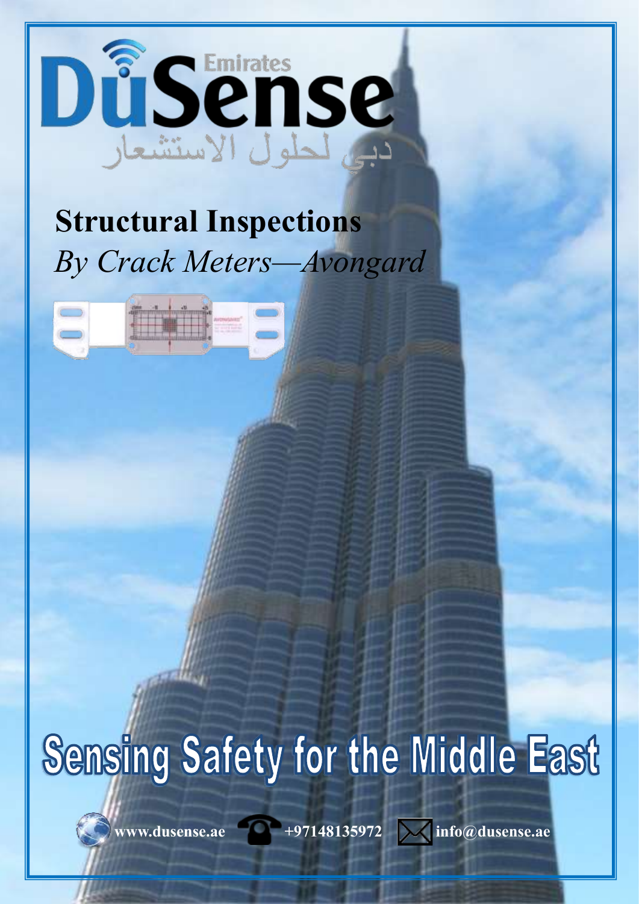# DuSense Emirates

دبي لحلول الاستشعار

## Structural Inspections

*By Crack Meters—Avongard*

# Sensing Safety for the Middle East

www.dusense.ae +97148135972 info@dusense.ae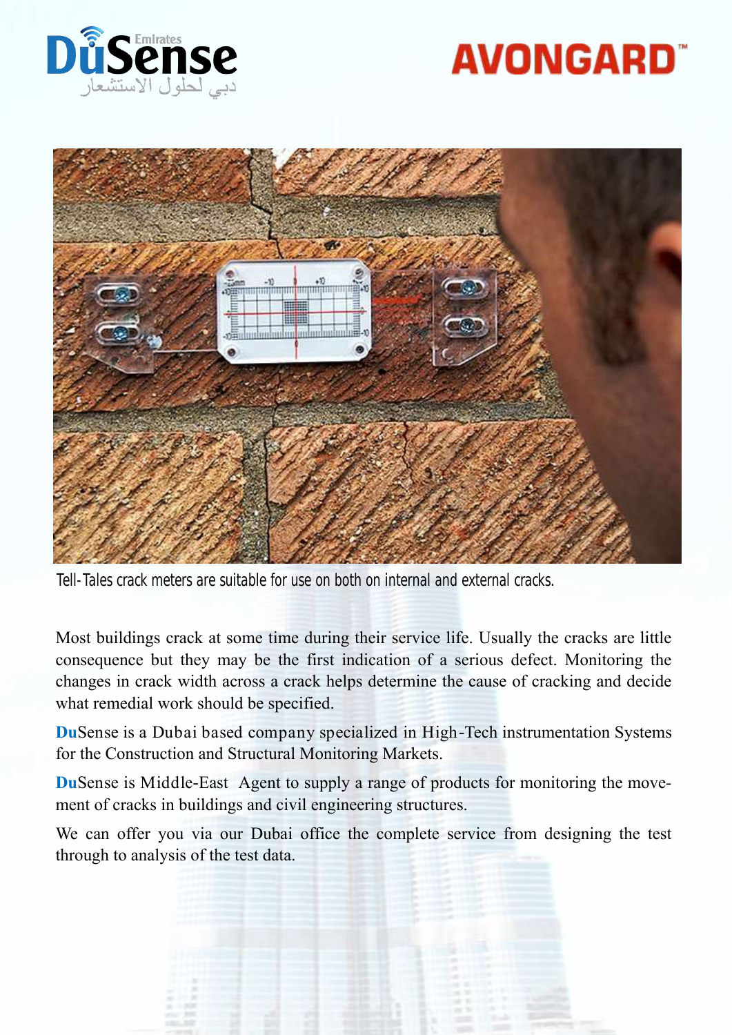DuSense Emirates
دبي لحلول الاستشعار

AVONGARD™

Tell-Tales crack meters are suitable for use on both on internal and external cracks.

Most buildings crack at some time during their service life. Usually the cracks are little consequence but they may be the first indication of a serious defect. Monitoring the changes in crack width across a crack helps determine the cause of cracking and decide what remedial work should be specified.

**Du**Sense is a Dubai based company specialized in High-Tech instrumentation Systems for the Construction and Structural Monitoring Markets.

**Du**Sense is Middle-East Agent to supply a range of products for monitoring the movement of cracks in buildings and civil engineering structures.

We can offer you via our Dubai office the complete service from designing the test through to analysis of the test data.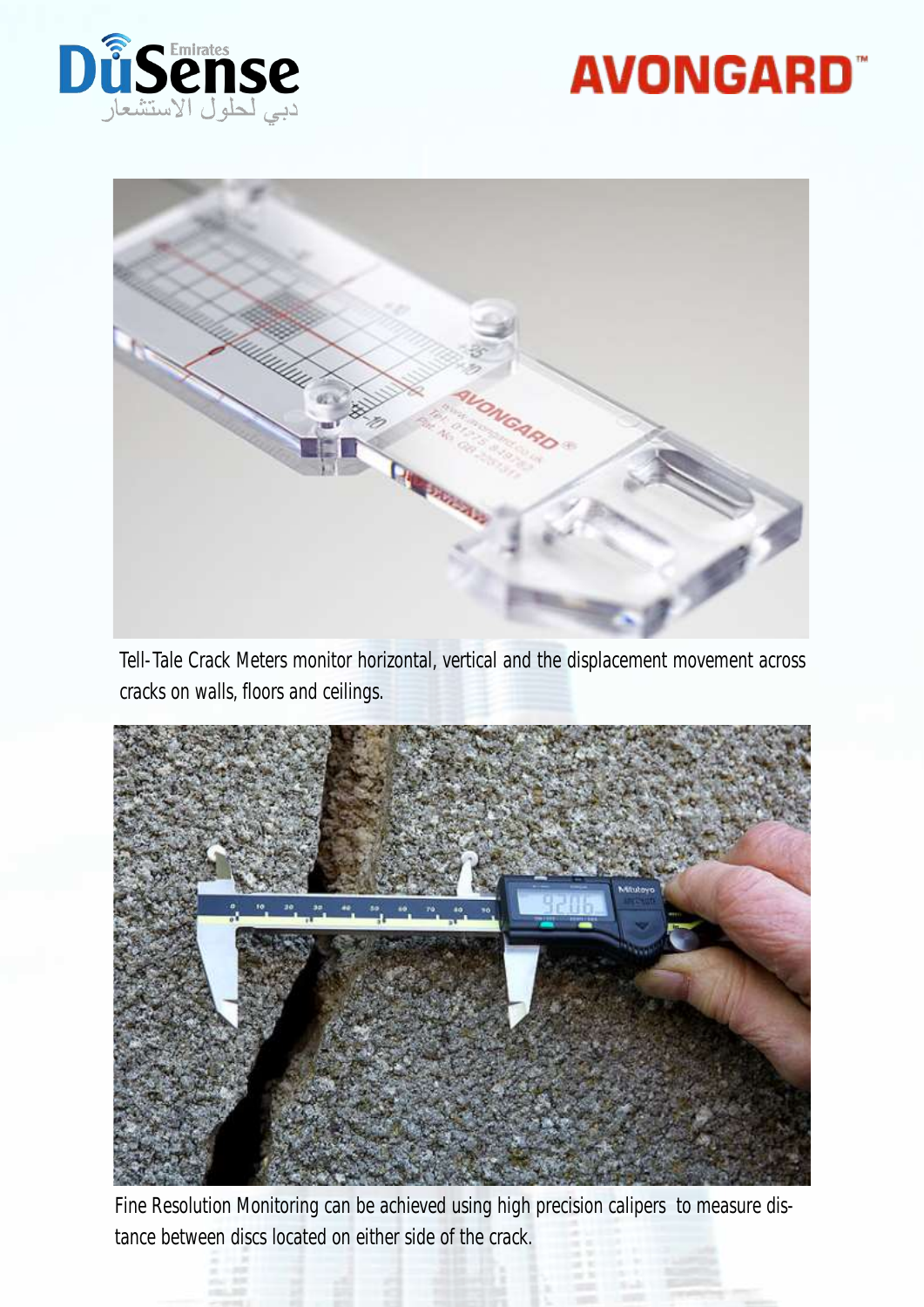Tell-Tale Crack Meters monitor horizontal, vertical and the displacement movement across cracks on walls, floors and ceilings.

Fine Resolution Monitoring can be achieved using high precision calipers to measure distance between discs located on either side of the crack.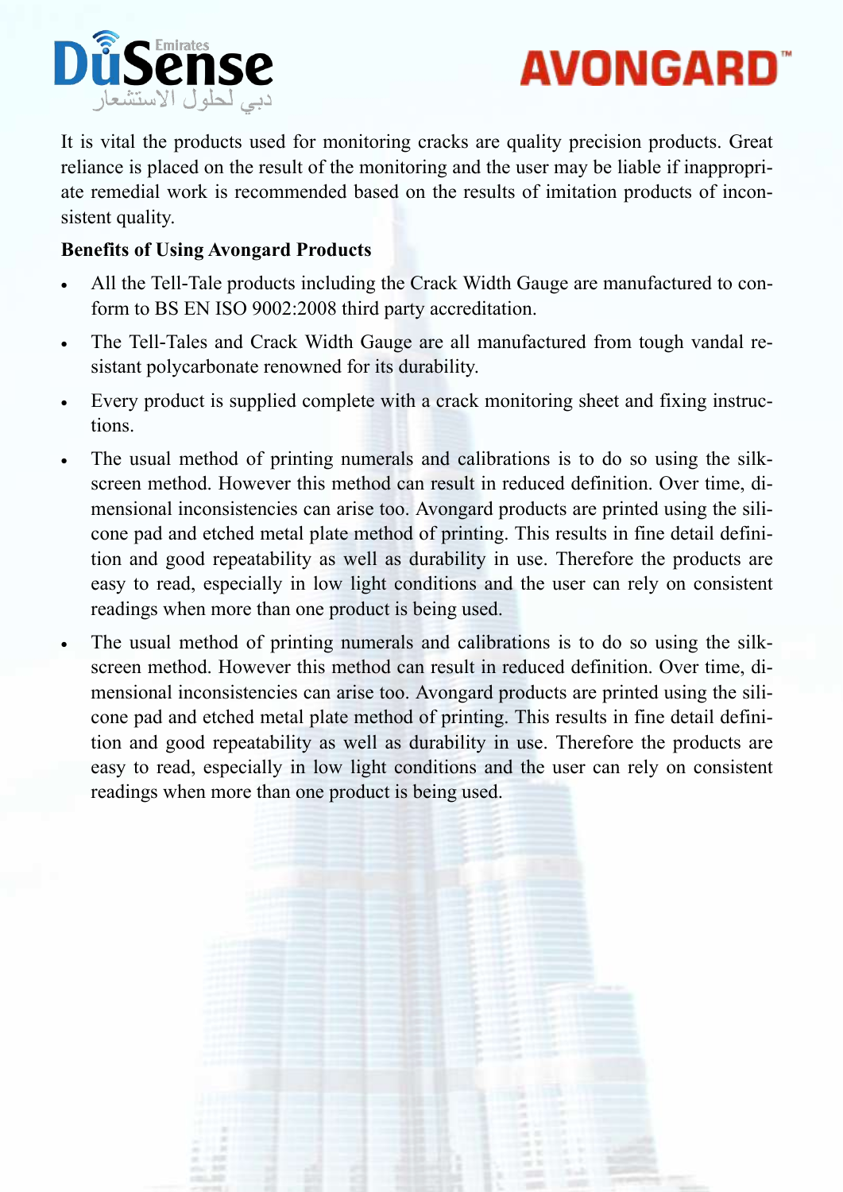It is vital the products used for monitoring cracks are quality precision products. Great reliance is placed on the result of the monitoring and the user may be liable if inappropriate remedial work is recommended based on the results of imitation products of inconsistent quality.

**Benefits of Using Avongard Products**

- All the Tell-Tale products including the Crack Width Gauge are manufactured to conform to BS EN ISO 9002:2008 third party accreditation.
- The Tell-Tales and Crack Width Gauge are all manufactured from tough vandal resistant polycarbonate renowned for its durability.
- Every product is supplied complete with a crack monitoring sheet and fixing instructions.
- The usual method of printing numerals and calibrations is to do so using the silkscreen method. However this method can result in reduced definition. Over time, dimensional inconsistencies can arise too. Avongard products are printed using the silicone pad and etched metal plate method of printing. This results in fine detail definition and good repeatability as well as durability in use. Therefore the products are easy to read, especially in low light conditions and the user can rely on consistent readings when more than one product is being used.
- The usual method of printing numerals and calibrations is to do so using the silkscreen method. However this method can result in reduced definition. Over time, dimensional inconsistencies can arise too. Avongard products are printed using the silicone pad and etched metal plate method of printing. This results in fine detail definition and good repeatability as well as durability in use. Therefore the products are easy to read, especially in low light conditions and the user can rely on consistent readings when more than one product is being used.